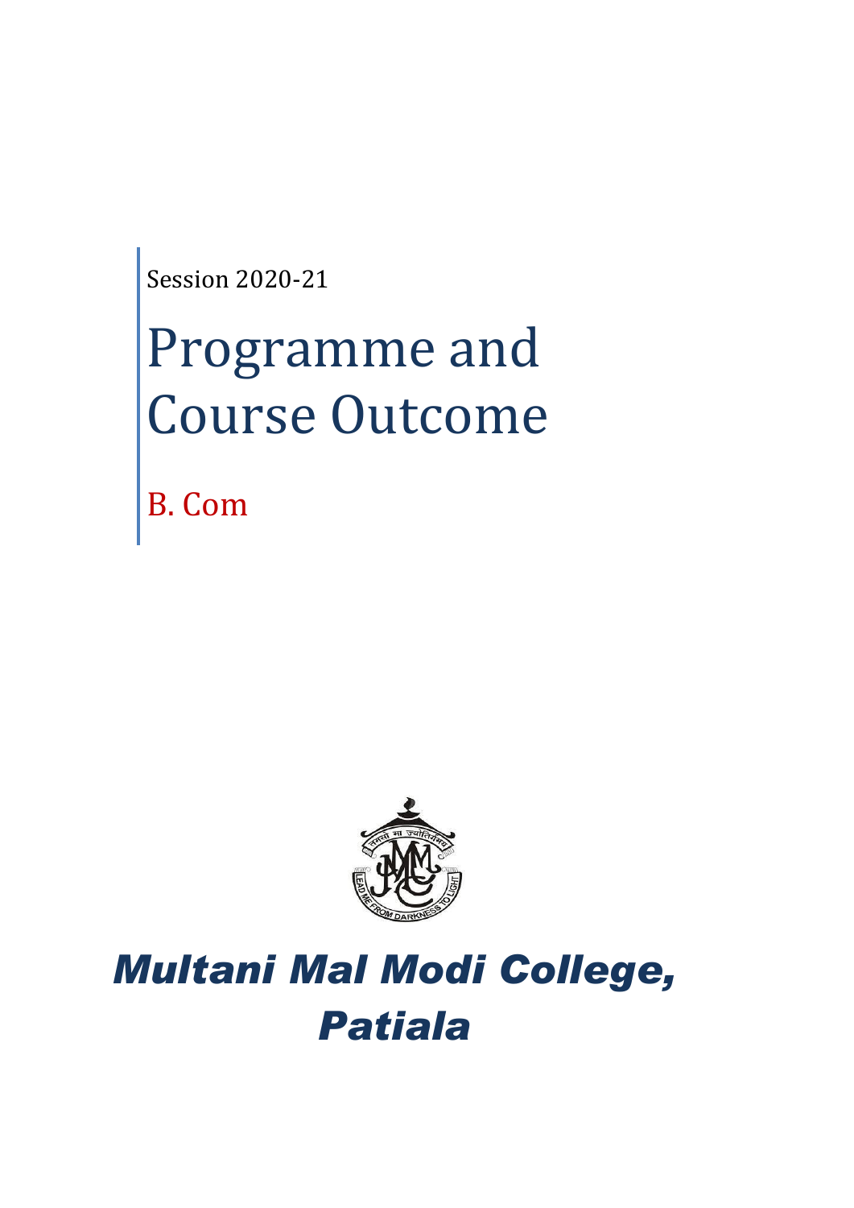Session 2020-21

# Programme and Course Outcome

## B. Com

# *Multani Mal Modi College, Patiala*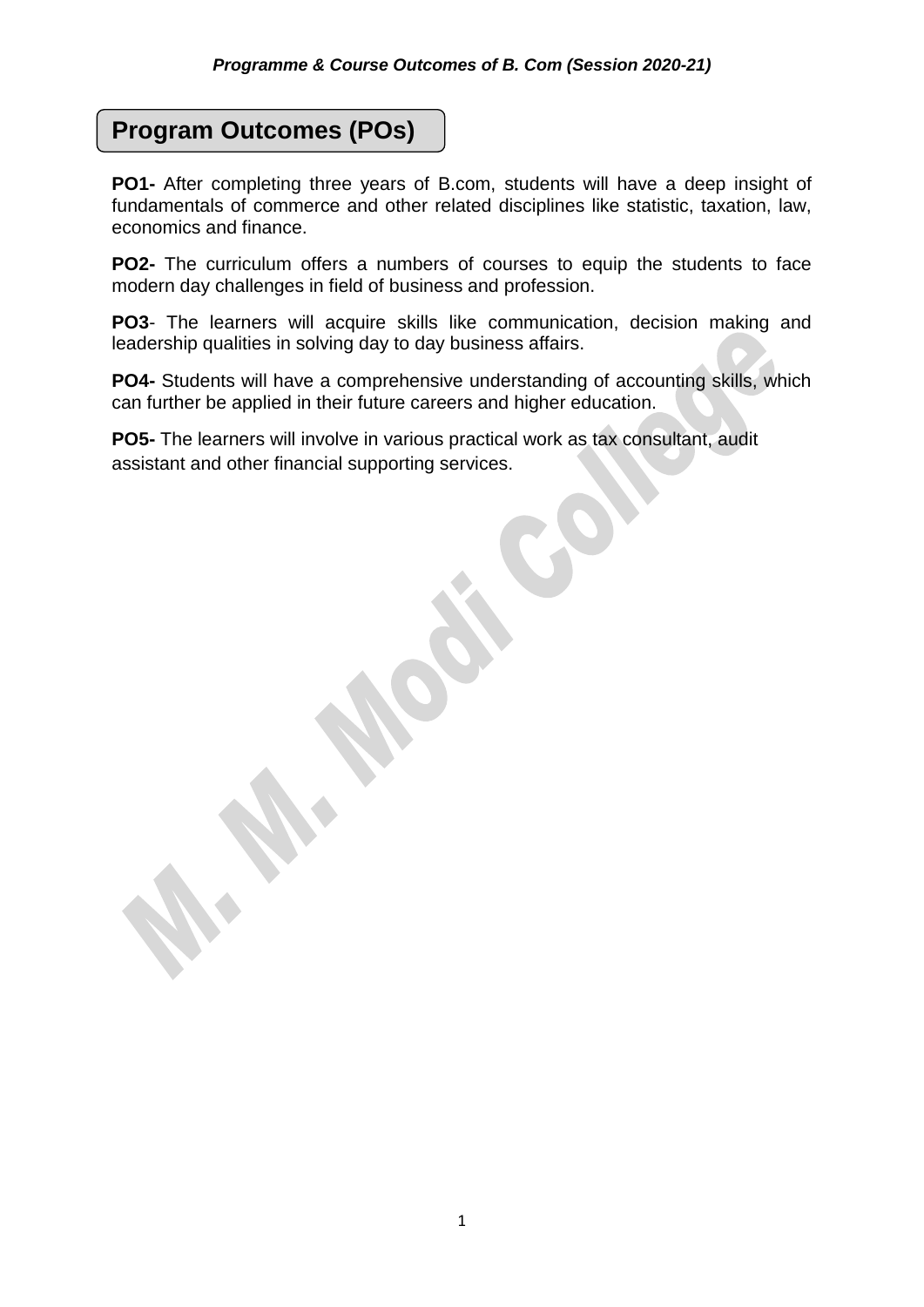*Programme & Course Outcomes of B. Com (Session 2020-21)*

## Program Outcomes (POs)

**PO1-** After completing three years of B.com, students will have a deep insight of fundamentals of commerce and other related disciplines like statistic, taxation, law, economics and finance.

**PO2-** The curriculum offers a numbers of courses to equip the students to face modern day challenges in field of business and profession.

**PO3**- The learners will acquire skills like communication, decision making and leadership qualities in solving day to day business affairs.

**PO4-** Students will have a comprehensive understanding of accounting skills, which can further be applied in their future careers and higher education.

**PO5-** The learners will involve in various practical work as tax consultant, audit assistant and other financial supporting services.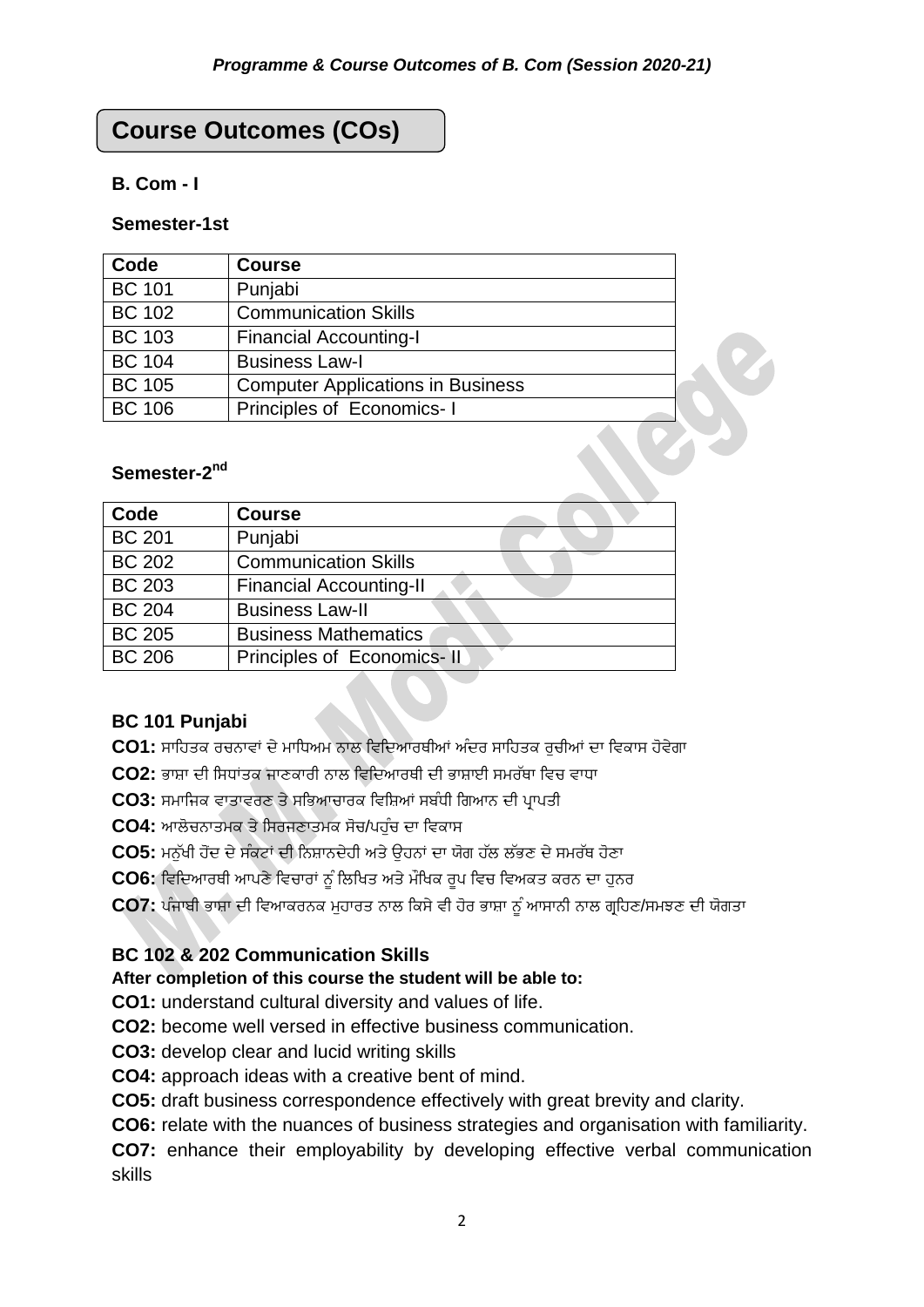# Course Outcomes (COs)

### B. Com - I

#### Semester-1st

| Code | Course |
|---|---|
| BC 101 | Punjabi |
| BC 102 | Communication Skills |
| BC 103 | Financial Accounting-I |
| BC 104 | Business Law-I |
| BC 105 | Computer Applications in Business |
| BC 106 | Principles of Economics- I |

#### Semester-2nd

| Code | Course |
|---|---|
| BC 201 | Punjabi |
| BC 202 | Communication Skills |
| BC 203 | Financial Accounting-II |
| BC 204 | Business Law-II |
| BC 205 | Business Mathematics |
| BC 206 | Principles of Economics- II |

### BC 101 Punjabi

**CO1:** ਸਾਹਿਤਕ ਰਚਨਾਵਾਂ ਦੇ ਮਾਧਿਅਮ ਨਾਲ ਵਿਦਿਆਰਥੀਆਂ ਅੰਦਰ ਸਾਹਿਤਕ ਰੁਚੀਆਂ ਦਾ ਵਿਕਾਸ ਹੋਵੇਗਾ

**CO2:** ਭਾਸ਼ਾ ਦੀ ਸਿਧਾਂਤਕ ਜਾਣਕਾਰੀ ਨਾਲ ਵਿਦਿਆਰਥੀ ਦੀ ਭਾਸ਼ਾਈ ਸਮਰੱਥਾ ਵਿਚ ਵਾਧਾ

**CO3:** ਸਮਾਜਿਕ ਵਾਤਾਵਰਣ ਤੇ ਸਭਿਆਚਾਰਕ ਵਿਸ਼ਿਆਂ ਸਬੰਧੀ ਗਿਆਨ ਦੀ ਪ੍ਰਾਪਤੀ

**CO4:** ਆਲੋਚਨਾਤਮਕ ਤੇ ਸਿਰਜਣਾਤਮਕ ਸੋਚ/ਪਹੁੰਚ ਦਾ ਵਿਕਾਸ

**CO5:** ਮਨੁੱਖੀ ਹੋਂਦ ਦੇ ਸੰਕਟਾਂ ਦੀ ਨਿਸ਼ਾਨਦੇਹੀ ਅਤੇ ਉਹਨਾਂ ਦਾ ਯੋਗ ਹੱਲ ਲੱਭਣ ਦੇ ਸਮਰੱਥ ਹੋਣਾ

**CO6:** ਵਿਦਿਆਰਥੀ ਆਪਣੇ ਵਿਚਾਰਾਂ ਨੂੰ ਲਿਖਿਤ ਅਤੇ ਮੌਖਿਕ ਰੂਪ ਵਿਚ ਵਿਅਕਤ ਕਰਨ ਦਾ ਹੁਨਰ

**CO7:** ਪੰਜਾਬੀ ਭਾਸ਼ਾ ਦੀ ਵਿਆਕਰਨਕ ਮੁਹਾਰਤ ਨਾਲ ਕਿਸੇ ਵੀ ਹੋਰ ਭਾਸ਼ਾ ਨੂੰ ਆਸਾਨੀ ਨਾਲ ਗ੍ਰਹਿਣ/ਸਮਝਣ ਦੀ ਯੋਗਤਾ

### BC 102 & 202 Communication Skills

**After completion of this course the student will be able to:**

**CO1:** understand cultural diversity and values of life.

**CO2:** become well versed in effective business communication.

**CO3:** develop clear and lucid writing skills

**CO4:** approach ideas with a creative bent of mind.

**CO5:** draft business correspondence effectively with great brevity and clarity.

**CO6:** relate with the nuances of business strategies and organisation with familiarity.

**CO7:** enhance their employability by developing effective verbal communication skills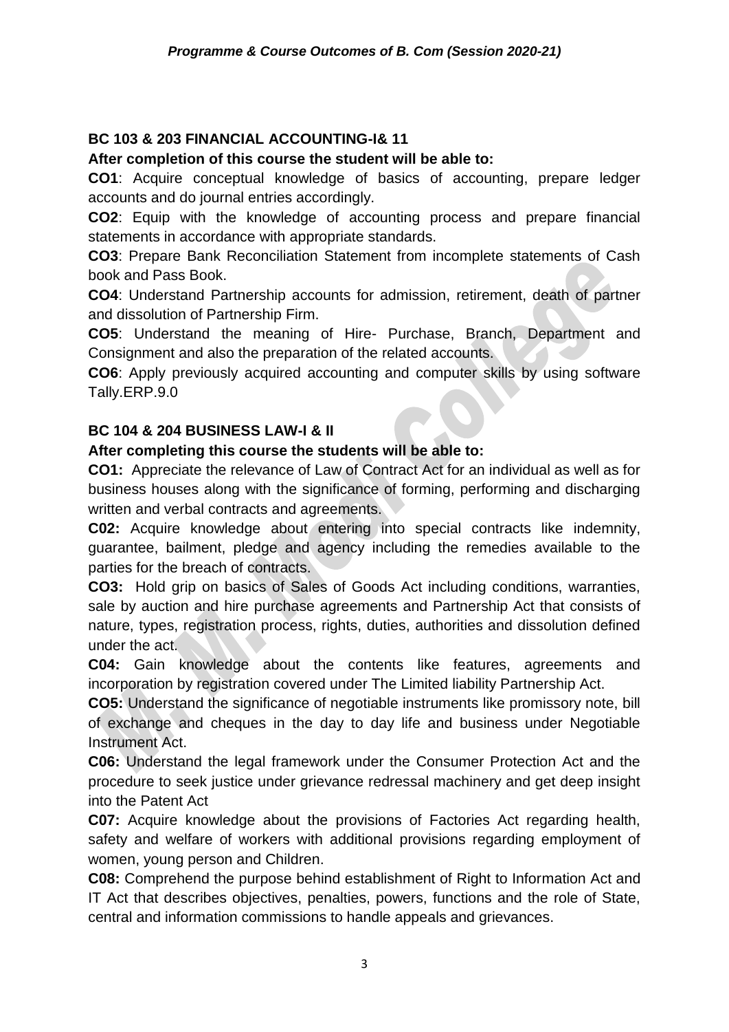### BC 103 & 203 FINANCIAL ACCOUNTING-I& 11

**After completion of this course the student will be able to:**

**CO1**: Acquire conceptual knowledge of basics of accounting, prepare ledger accounts and do journal entries accordingly.

**CO2**: Equip with the knowledge of accounting process and prepare financial statements in accordance with appropriate standards.

**CO3**: Prepare Bank Reconciliation Statement from incomplete statements of Cash book and Pass Book.

**CO4**: Understand Partnership accounts for admission, retirement, death of partner and dissolution of Partnership Firm.

**CO5**: Understand the meaning of Hire- Purchase, Branch, Department and Consignment and also the preparation of the related accounts.

**CO6**: Apply previously acquired accounting and computer skills by using software Tally.ERP.9.0

### BC 104 & 204 BUSINESS LAW-I & II

**After completing this course the students will be able to:**

**CO1:** Appreciate the relevance of Law of Contract Act for an individual as well as for business houses along with the significance of forming, performing and discharging written and verbal contracts and agreements.

**C02:** Acquire knowledge about entering into special contracts like indemnity, guarantee, bailment, pledge and agency including the remedies available to the parties for the breach of contracts.

**CO3:** Hold grip on basics of Sales of Goods Act including conditions, warranties, sale by auction and hire purchase agreements and Partnership Act that consists of nature, types, registration process, rights, duties, authorities and dissolution defined under the act.

**C04:** Gain knowledge about the contents like features, agreements and incorporation by registration covered under The Limited liability Partnership Act.

**CO5:** Understand the significance of negotiable instruments like promissory note, bill of exchange and cheques in the day to day life and business under Negotiable Instrument Act.

**C06:** Understand the legal framework under the Consumer Protection Act and the procedure to seek justice under grievance redressal machinery and get deep insight into the Patent Act

**C07:** Acquire knowledge about the provisions of Factories Act regarding health, safety and welfare of workers with additional provisions regarding employment of women, young person and Children.

**C08:** Comprehend the purpose behind establishment of Right to Information Act and IT Act that describes objectives, penalties, powers, functions and the role of State, central and information commissions to handle appeals and grievances.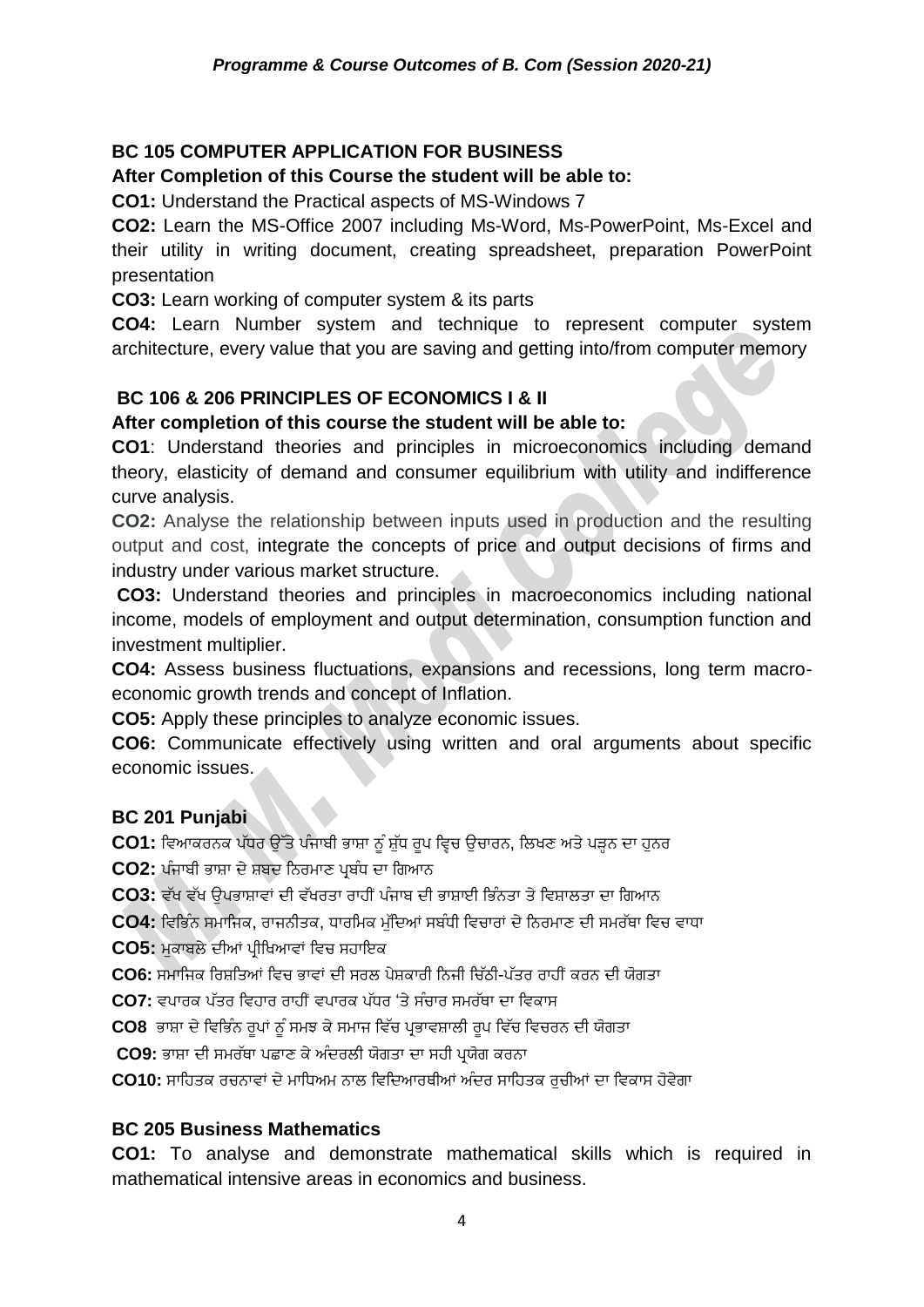### BC 105 COMPUTER APPLICATION FOR BUSINESS

**After Completion of this Course the student will be able to:**

**CO1:** Understand the Practical aspects of MS-Windows 7

**CO2:** Learn the MS-Office 2007 including Ms-Word, Ms-PowerPoint, Ms-Excel and their utility in writing document, creating spreadsheet, preparation PowerPoint presentation

**CO3:** Learn working of computer system & its parts

**CO4:** Learn Number system and technique to represent computer system architecture, every value that you are saving and getting into/from computer memory

### BC 106 & 206 PRINCIPLES OF ECONOMICS I & II

**After completion of this course the student will be able to:**

**CO1**: Understand theories and principles in microeconomics including demand theory, elasticity of demand and consumer equilibrium with utility and indifference curve analysis.

**CO2:** Analyse the relationship between inputs used in production and the resulting output and cost, integrate the concepts of price and output decisions of firms and industry under various market structure.

**CO3:** Understand theories and principles in macroeconomics including national income, models of employment and output determination, consumption function and investment multiplier.

**CO4:** Assess business fluctuations, expansions and recessions, long term macro-economic growth trends and concept of Inflation.

**CO5:** Apply these principles to analyze economic issues.

**CO6:** Communicate effectively using written and oral arguments about specific economic issues.

### BC 201 Punjabi

**CO1:** ਵਿਆਕਰਨਕ ਪੱਧਰ ਉੱਤੇ ਪੰਜਾਬੀ ਭਾਸ਼ਾ ਨੂੰ ਸ਼ੁੱਧ ਰੂਪ ਵ੍ਵਿਚ ਉਚਾਰਨ, ਲਿਖਣ ਅਤੇ ਪੜ੍ਹਨ ਦਾ ਹੁਨਰ

**CO2:** ਪੰਜਾਬੀ ਭਾਸ਼ਾ ਦੇ ਸ਼ਬਦ ਨਿਰਮਾਣ ਪ੍ਰਬੰਧ ਦਾ ਗਿਆਨ

**CO3:** ਵੱਖ ਵੱਖ ਉਪਭਾਸ਼ਾਵਾਂ ਦੀ ਵੱਖਰਤਾ ਰਾਹੀਂ ਪੰਜਾਬ ਦੀ ਭਾਸ਼ਾਈ ਭਿੰਨਤਾ ਤੇ ਵਿਸ਼ਾਲਤਾ ਦਾ ਗਿਆਨ

**CO4:** ਵਿਭਿੰਨ ਸਮਾਜਿਕ, ਰਾਜਨੀਤਕ, ਧਾਰਮਿਕ ਮੁੱਦਿਆਂ ਸਬੰਧੀ ਵਿਚਾਰਾਂ ਦੇ ਨਿਰਮਾਣ ਦੀ ਸਮਰੱਥਾ ਵਿਚ ਵਾਧਾ

**CO5:** ਮੁਕਾਬਲੇ ਦੀਆਂ ਪ੍ਰੀਖਿਆਵਾਂ ਵਿਚ ਸਹਾਇਕ

**CO6:** ਸਮਾਜਿਕ ਰਿਸ਼ਤਿਆਂ ਵਿਚ ਭਾਵਾਂ ਦੀ ਸਰਲ ਪੇਸ਼ਕਾਰੀ ਨਿਜੀ ਚਿੱਠੀ-ਪੱਤਰ ਰਾਹੀਂ ਕਰਨ ਦੀ ਯੋਗਤਾ

**CO7:** ਵਪਾਰਕ ਪੱਤਰ ਵਿਹਾਰ ਰਾਹੀਂ ਵਪਾਰਕ ਪੱਧਰ 'ਤੇ ਸੰਚਾਰ ਸਮਰੱਥਾ ਦਾ ਵਿਕਾਸ

**CO8** ਭਾਸ਼ਾ ਦੇ ਵਿਭਿੰਨ ਰੂਪਾਂ ਨੂੰ ਸਮਝ ਕੇ ਸਮਾਜ ਵਿੱਚ ਪ੍ਰਭਾਵਸ਼ਾਲੀ ਰੂਪ ਵਿੱਚ ਵਿਚਰਨ ਦੀ ਯੋਗਤਾ

**CO9:** ਭਾਸ਼ਾ ਦੀ ਸਮਰੱਥਾ ਪਛਾਣ ਕੇ ਅੰਦਰਲੀ ਯੋਗਤਾ ਦਾ ਸਹੀ ਪ੍ਰਯੋਗ ਕਰਨਾ

**CO10:** ਸਾਹਿਤਕ ਰਚਨਾਵਾਂ ਦੇ ਮਾਧਿਅਮ ਨਾਲ ਵਿਦਿਆਰਥੀਆਂ ਅੰਦਰ ਸਾਹਿਤਕ ਰੁਚੀਆਂ ਦਾ ਵਿਕਾਸ ਹੋਵੇਗਾ

### BC 205 Business Mathematics

**CO1:** To analyse and demonstrate mathematical skills which is required in mathematical intensive areas in economics and business.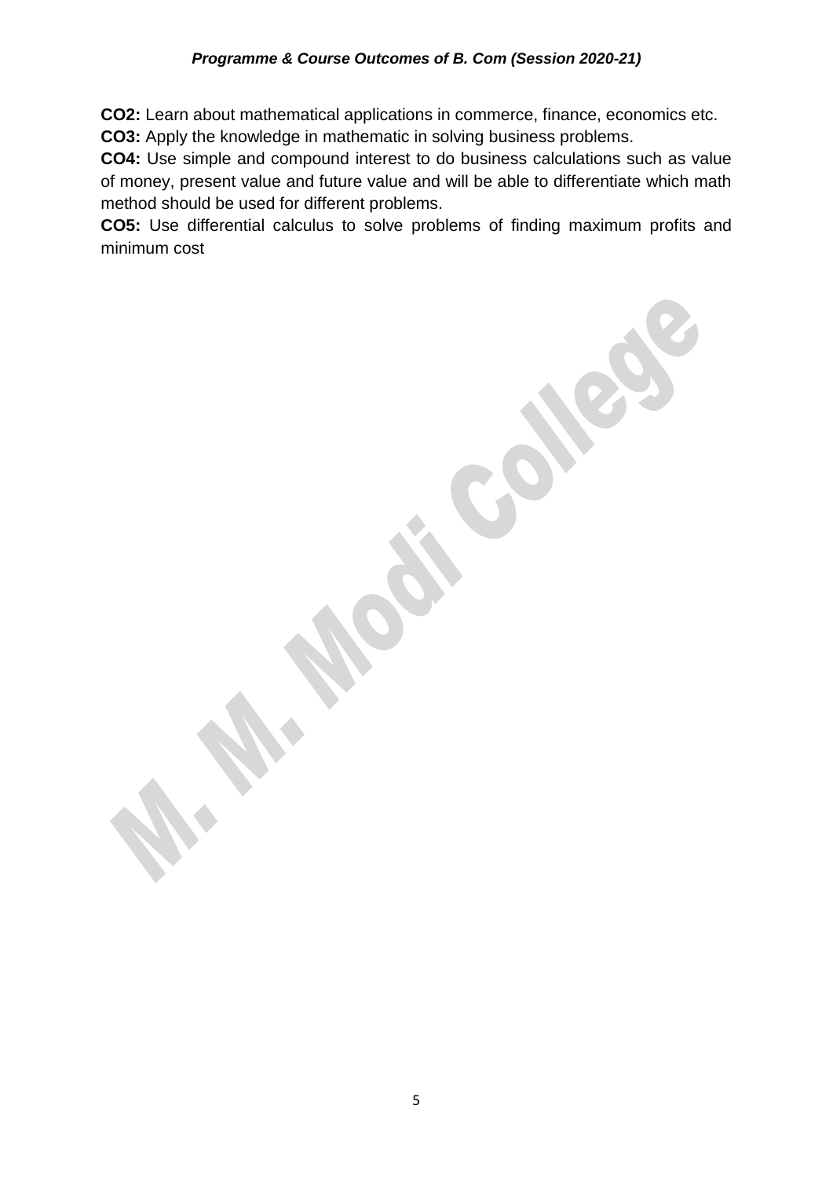**CO2:** Learn about mathematical applications in commerce, finance, economics etc.

**CO3:** Apply the knowledge in mathematic in solving business problems.

**CO4:** Use simple and compound interest to do business calculations such as value of money, present value and future value and will be able to differentiate which math method should be used for different problems.

**CO5:** Use differential calculus to solve problems of finding maximum profits and minimum cost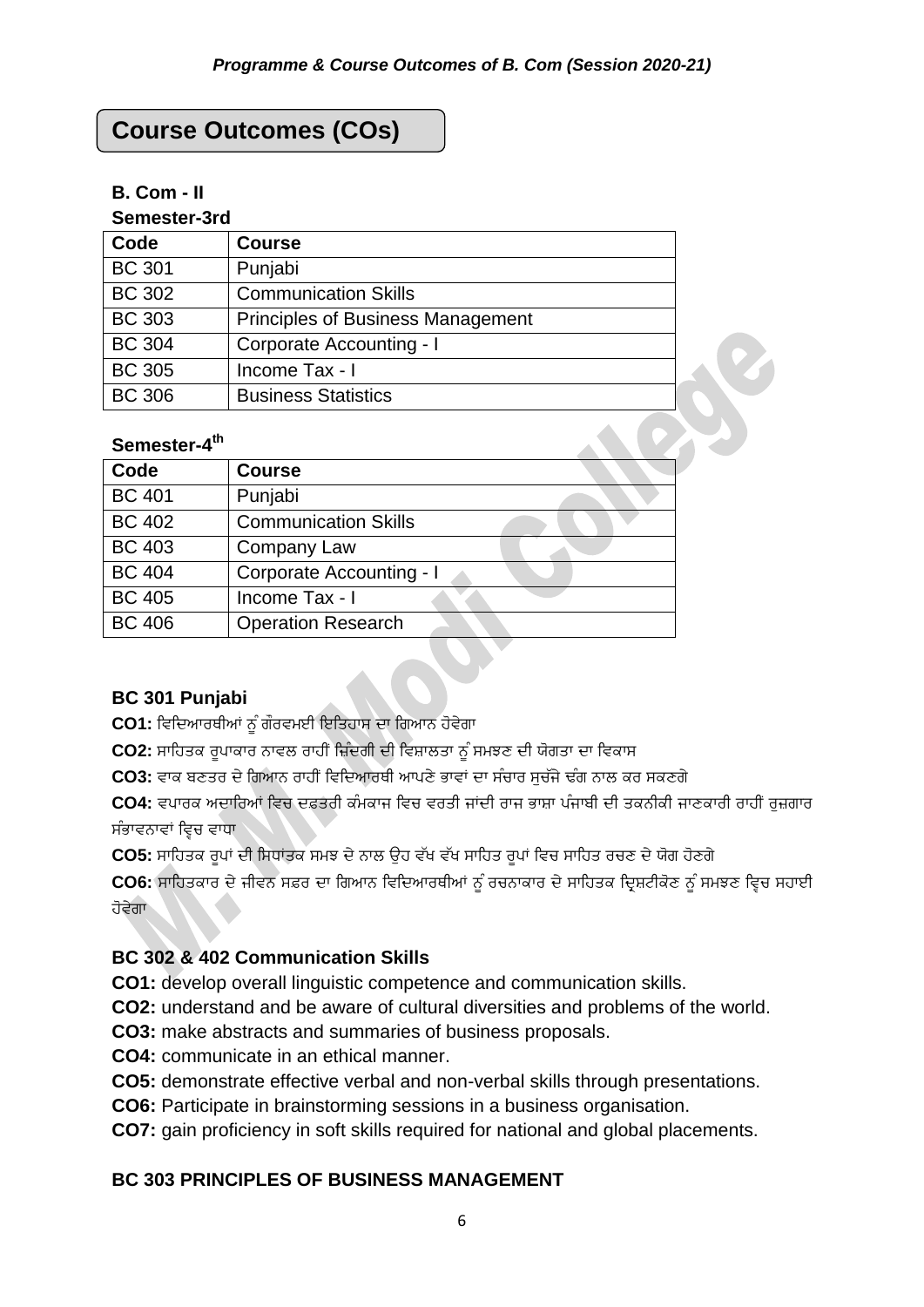## Course Outcomes (COs)

**B. Com - II**

**Semester-3rd**

| Code | Course |
|---|---|
| BC 301 | Punjabi |
| BC 302 | Communication Skills |
| BC 303 | Principles of Business Management |
| BC 304 | Corporate Accounting - I |
| BC 305 | Income Tax - I |
| BC 306 | Business Statistics |

**Semester-4th**

| Code | Course |
|---|---|
| BC 401 | Punjabi |
| BC 402 | Communication Skills |
| BC 403 | Company Law |
| BC 404 | Corporate Accounting - I |
| BC 405 | Income Tax - I |
| BC 406 | Operation Research |

### BC 301 Punjabi

**CO1:** ਵਿਦਿਆਰਥੀਆਂ ਨੂੰ ਗੌਰਵਮਈ ਇਤਿਹਾਸ ਦਾ ਗਿਆਨ ਹੋਵੇਗਾ

**CO2:** ਸਾਹਿਤਕ ਰੂਪਾਕਾਰ ਨਾਵਲ ਰਾਹੀਂ ਜ਼ਿੰਦਗੀ ਦੀ ਵਿਸ਼ਾਲਤਾ ਨੂੰ ਸਮਝਣ ਦੀ ਯੋਗਤਾ ਦਾ ਵਿਕਾਸ

**CO3:** ਵਾਕ ਬਣਤਰ ਦੇ ਗਿਆਨ ਰਾਹੀਂ ਵਿਦਿਆਰਥੀ ਆਪਣੇ ਭਾਵਾਂ ਦਾ ਸੰਚਾਰ ਸੁਚੱਜੇ ਢੰਗ ਨਾਲ ਕਰ ਸਕਣਗੇ

**CO4:** ਵਪਾਰਕ ਅਦਾਰਿਆਂ ਵਿਚ ਦਫ਼ਤਰੀ ਕੰਮਕਾਜ ਵਿਚ ਵਰਤੀ ਜਾਂਦੀ ਰਾਜ ਭਾਸ਼ਾ ਪੰਜਾਬੀ ਦੀ ਤਕਨੀਕੀ ਜਾਣਕਾਰੀ ਰਾਹੀਂ ਰੁਜ਼ਗਾਰ ਸੰਭਾਵਨਾਵਾਂ ਵ੍ਿਚ ਵਾਧਾ

**CO5:** ਸਾਹਿਤਕ ਰੂਪਾਂ ਦੀ ਸਿਧਾਂਤਕ ਸਮਝ ਦੇ ਨਾਲ ਉਹ ਵੱਖ ਵੱਖ ਸਾਹਿਤ ਰੂਪਾਂ ਵਿਚ ਸਾਹਿਤ ਰਚਣ ਦੇ ਯੋਗ ਹੋਣਗੇ

**CO6:** ਸਾਹਿਤਕਾਰ ਦੇ ਜੀਵਨ ਸਫ਼ਰ ਦਾ ਗਿਆਨ ਵਿਦਿਆਰਥੀਆਂ ਨੂੰ ਰਚਨਾਕਾਰ ਦੇ ਸਾਹਿਤਕ ਦ੍ਰਿਸ਼ਟੀਕੋਣ ਨੂੰ ਸਮਝਣ ਵ੍ਿਚ ਸਹਾਈ ਹੋਵੇਗਾ

### BC 302 & 402 Communication Skills

**CO1:** develop overall linguistic competence and communication skills.

**CO2:** understand and be aware of cultural diversities and problems of the world.

**CO3:** make abstracts and summaries of business proposals.

**CO4:** communicate in an ethical manner.

**CO5:** demonstrate effective verbal and non-verbal skills through presentations.

**CO6:** Participate in brainstorming sessions in a business organisation.

**CO7:** gain proficiency in soft skills required for national and global placements.

### BC 303 PRINCIPLES OF BUSINESS MANAGEMENT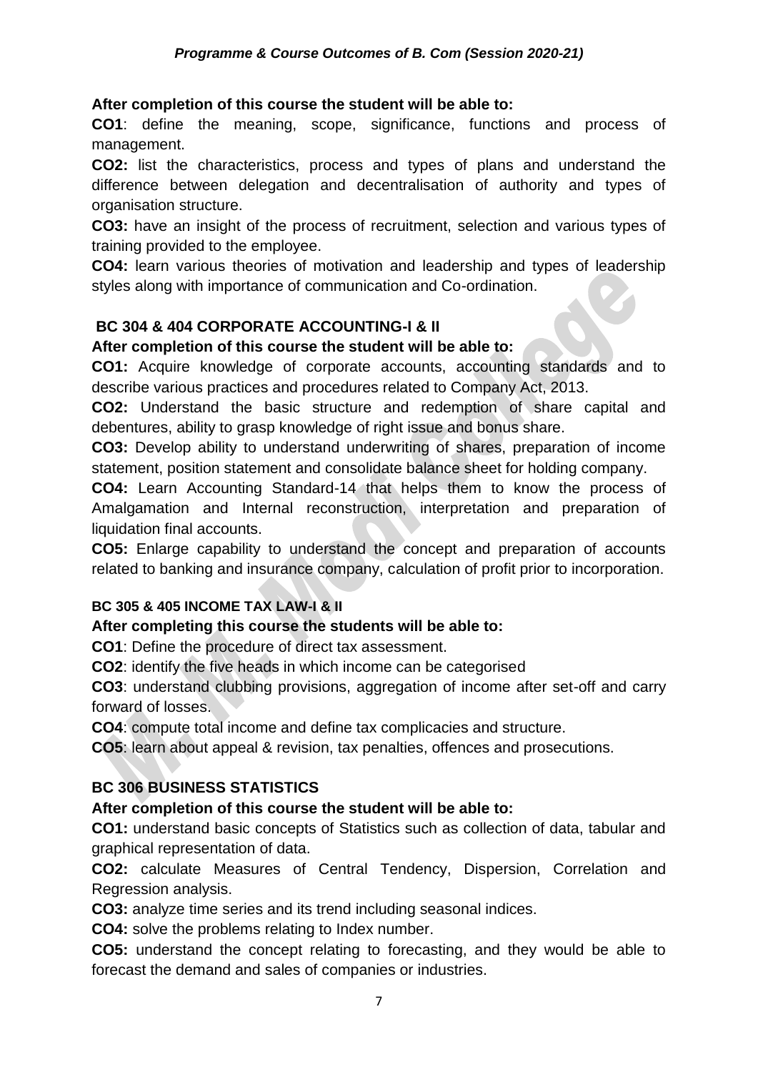**After completion of this course the student will be able to:**

**CO1**: define the meaning, scope, significance, functions and process of management.

**CO2:** list the characteristics, process and types of plans and understand the difference between delegation and decentralisation of authority and types of organisation structure.

**CO3:** have an insight of the process of recruitment, selection and various types of training provided to the employee.

**CO4:** learn various theories of motivation and leadership and types of leadership styles along with importance of communication and Co-ordination.

## BC 304 & 404 CORPORATE ACCOUNTING-I & II

**After completion of this course the student will be able to:**

**CO1:** Acquire knowledge of corporate accounts, accounting standards and to describe various practices and procedures related to Company Act, 2013.

**CO2:** Understand the basic structure and redemption of share capital and debentures, ability to grasp knowledge of right issue and bonus share.

**CO3:** Develop ability to understand underwriting of shares, preparation of income statement, position statement and consolidate balance sheet for holding company.

**CO4:** Learn Accounting Standard-14 that helps them to know the process of Amalgamation and Internal reconstruction, interpretation and preparation of liquidation final accounts.

**CO5:** Enlarge capability to understand the concept and preparation of accounts related to banking and insurance company, calculation of profit prior to incorporation.

### BC 305 & 405 INCOME TAX LAW-I & II

**After completing this course the students will be able to:**

**CO1**: Define the procedure of direct tax assessment.

**CO2**: identify the five heads in which income can be categorised

**CO3**: understand clubbing provisions, aggregation of income after set-off and carry forward of losses.

**CO4**: compute total income and define tax complicacies and structure.

**CO5**: learn about appeal & revision, tax penalties, offences and prosecutions.

## BC 306 BUSINESS STATISTICS

**After completion of this course the student will be able to:**

**CO1:** understand basic concepts of Statistics such as collection of data, tabular and graphical representation of data.

**CO2:** calculate Measures of Central Tendency, Dispersion, Correlation and Regression analysis.

**CO3:** analyze time series and its trend including seasonal indices.

**CO4:** solve the problems relating to Index number.

**CO5:** understand the concept relating to forecasting, and they would be able to forecast the demand and sales of companies or industries.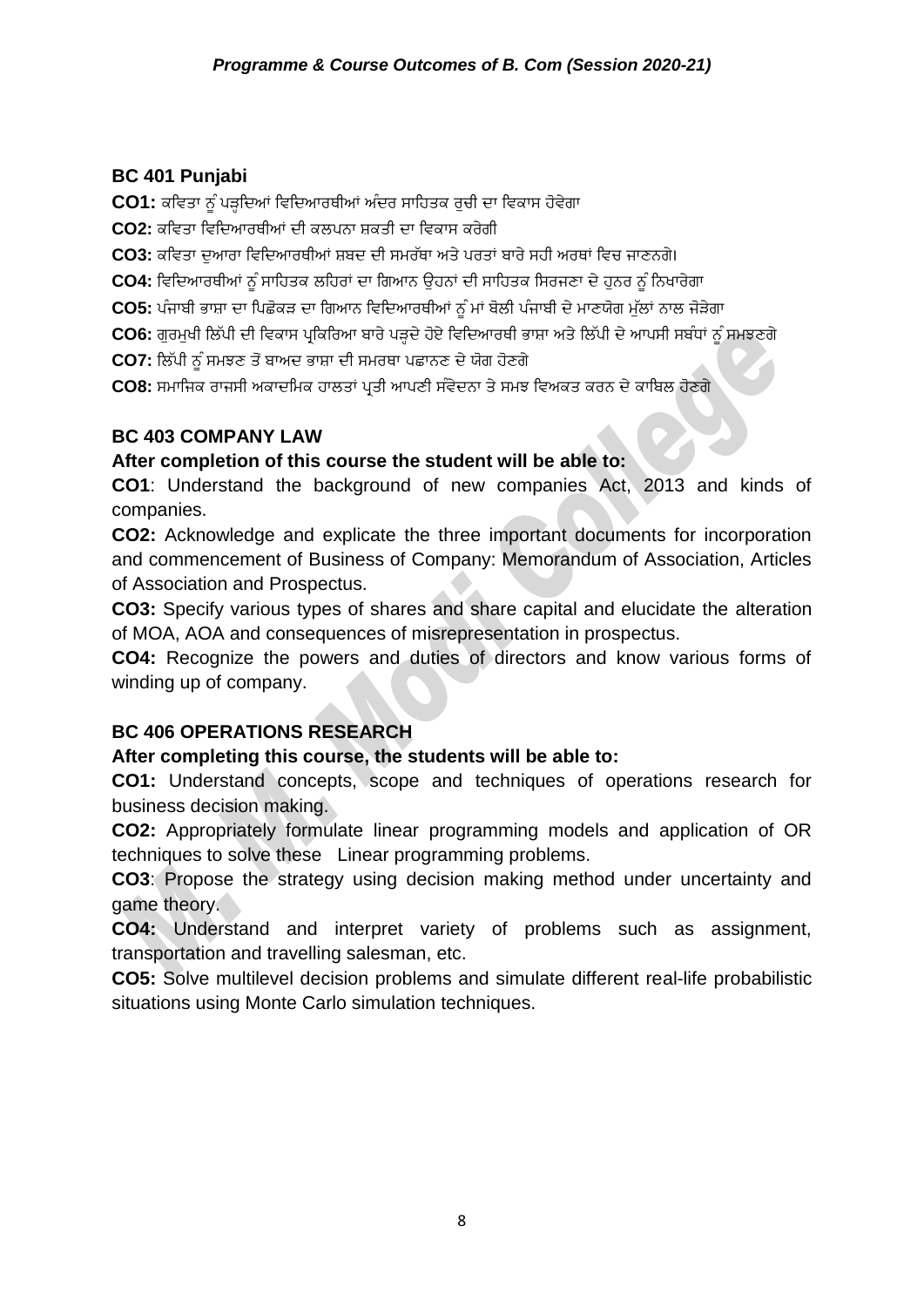### BC 401 Punjabi

**CO1:** ਕਵਿਤਾ ਨੂੰ ਪੜ੍ਹਦਿਆਂ ਵਿਦਿਆਰਥੀਆਂ ਅੰਦਰ ਸਾਹਿਤਕ ਰੁਚੀ ਦਾ ਵਿਕਾਸ ਹੋਵੇਗਾ

**CO2:** ਕਵਿਤਾ ਵਿਦਿਆਰਥੀਆਂ ਦੀ ਕਲਪਨਾ ਸ਼ਕਤੀ ਦਾ ਵਿਕਾਸ ਕਰੇਗੀ

**CO3:** ਕਵਿਤਾ ਦੁਆਰਾ ਵਿਦਿਆਰਥੀਆਂ ਸ਼ਬਦ ਦੀ ਸਮਰੱਥਾ ਅਤੇ ਪਰਤਾਂ ਬਾਰੇ ਸਹੀ ਅਰਥਾਂ ਵਿਚ ਜਾਣਨਗੇ।

**CO4:** ਵਿਦਿਆਰਥੀਆਂ ਨੂੰ ਸਾਹਿਤਕ ਲਹਿਰਾਂ ਦਾ ਗਿਆਨ ਉਹਨਾਂ ਦੀ ਸਾਹਿਤਕ ਸਿਰਜਣਾ ਦੇ ਹੁਨਰ ਨੂੰ ਨਿਖਾਰੇਗਾ

**CO5:** ਪੰਜਾਬੀ ਭਾਸ਼ਾ ਦਾ ਪਿਛੋਕੜ ਦਾ ਗਿਆਨ ਵਿਦਿਆਰਥੀਆਂ ਨੂੰ ਮਾਂ ਬੋਲੀ ਪੰਜਾਬੀ ਦੇ ਮਾਣਯੋਗ ਮੁੱਲਾਂ ਨਾਲ ਜੋੜੇਗਾ

**CO6:** ਗੁਰਮੁਖੀ ਲਿੱਪੀ ਦੀ ਵਿਕਾਸ ਪ੍ਰਕਿਰਿਆ ਬਾਰੇ ਪੜ੍ਹਦੇ ਹੋਏ ਵਿਦਿਆਰਥੀ ਭਾਸ਼ਾ ਅਤੇ ਲਿੱਪੀ ਦੇ ਆਪਸੀ ਸਬੰਧਾਂ ਨੂੰ ਸਮਝਣਗੇ

**CO7:** ਲਿੱਪੀ ਨੂੰ ਸਮਝਣ ਤੋਂ ਬਾਅਦ ਭਾਸ਼ਾ ਦੀ ਸਮਰਥਾ ਪਛਾਨਣ ਦੇ ਯੋਗ ਹੋਣਗੇ

**CO8:** ਸਮਾਜਿਕ ਰਾਜਸੀ ਅਕਾਦਮਿਕ ਹਾਲਤਾਂ ਪ੍ਰਤੀ ਆਪਣੀ ਸੰਵੇਦਨਾ ਤੇ ਸਮਝ ਵਿਅਕਤ ਕਰਨ ਦੇ ਕਾਬਿਲ ਹੋਣਗੇ

### BC 403 COMPANY LAW

**After completion of this course the student will be able to:**

**CO1**: Understand the background of new companies Act, 2013 and kinds of companies.

**CO2:** Acknowledge and explicate the three important documents for incorporation and commencement of Business of Company: Memorandum of Association, Articles of Association and Prospectus.

**CO3:** Specify various types of shares and share capital and elucidate the alteration of MOA, AOA and consequences of misrepresentation in prospectus.

**CO4:** Recognize the powers and duties of directors and know various forms of winding up of company.

### BC 406 OPERATIONS RESEARCH

**After completing this course, the students will be able to:**

**CO1:** Understand concepts, scope and techniques of operations research for business decision making.

**CO2:** Appropriately formulate linear programming models and application of OR techniques to solve these Linear programming problems.

**CO3**: Propose the strategy using decision making method under uncertainty and game theory.

**CO4:** Understand and interpret variety of problems such as assignment, transportation and travelling salesman, etc.

**CO5:** Solve multilevel decision problems and simulate different real-life probabilistic situations using Monte Carlo simulation techniques.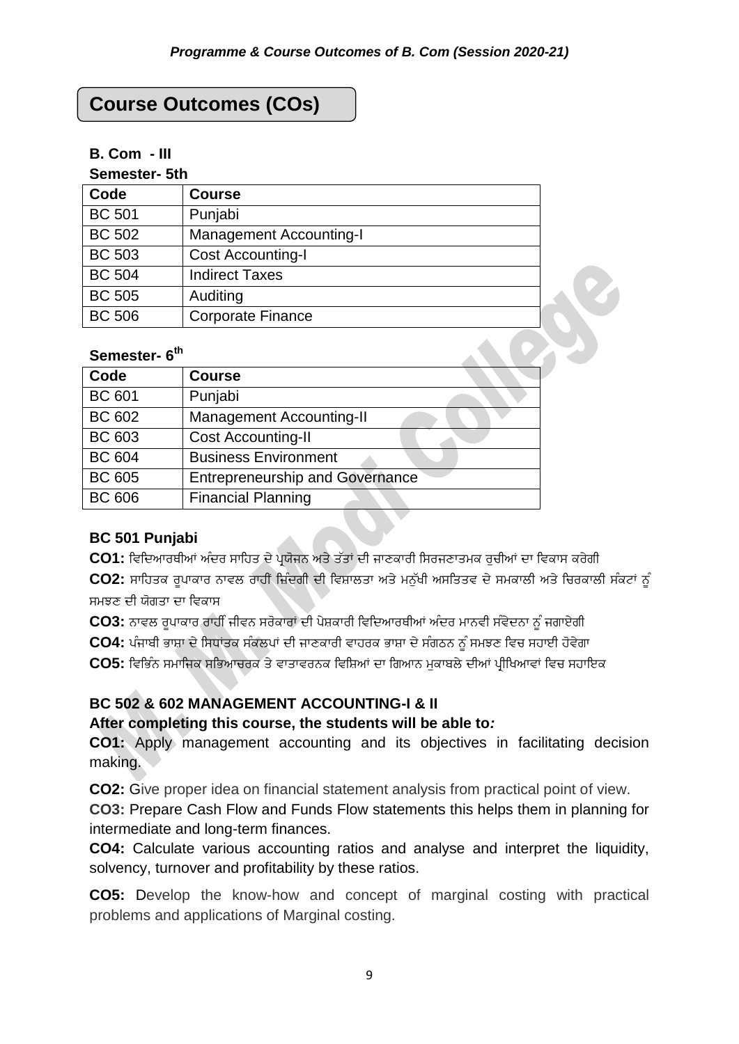# Course Outcomes (COs)

**B. Com - III**

**Semester- 5th**

| Code | Course |
|---|---|
| BC 501 | Punjabi |
| BC 502 | Management Accounting-I |
| BC 503 | Cost Accounting-I |
| BC 504 | Indirect Taxes |
| BC 505 | Auditing |
| BC 506 | Corporate Finance |

**Semester- 6th**

| Code | Course |
|---|---|
| BC 601 | Punjabi |
| BC 602 | Management Accounting-II |
| BC 603 | Cost Accounting-II |
| BC 604 | Business Environment |
| BC 605 | Entrepreneurship and Governance |
| BC 606 | Financial Planning |

### BC 501 Punjabi

**CO1:** ਵਿਦਿਆਰਥੀਆਂ ਅੰਦਰ ਸਾਹਿਤ ਦੇ ਪ੍ਰਯੋਜਨ ਅਤੇ ਤੱਤਾਂ ਦੀ ਜਾਣਕਾਰੀ ਸਿਰਜਣਾਤਮਕ ਰੁਚੀਆਂ ਦਾ ਵਿਕਾਸ ਕਰੇਗੀ

**CO2:** ਸਾਹਿਤਕ ਰੂਪਾਕਾਰ ਨਾਵਲ ਰਾਹੀਂ ਜ਼ਿੰਦਗੀ ਦੀ ਵਿਸ਼ਾਲਤਾ ਅਤੇ ਮਨੁੱਖੀ ਅਸਤਿਤਵ ਦੇ ਸਮਕਾਲੀ ਅਤੇ ਚਿਰਕਾਲੀ ਸੰਕਟਾਂ ਨੂੰ ਸਮਝਣ ਦੀ ਯੋਗਤਾ ਦਾ ਵਿਕਾਸ

**CO3:** ਨਾਵਲ ਰੂਪਾਕਾਰ ਰਾਹੀਂ ਜੀਵਨ ਸਰੋਕਾਰਾਂ ਦੀ ਪੇਸ਼ਕਾਰੀ ਵਿਦਿਆਰਥੀਆਂ ਅੰਦਰ ਮਾਨਵੀ ਸੰਵੇਦਨਾ ਨੂੰ ਜਗਾਏਗੀ

**CO4:** ਪੰਜਾਬੀ ਭਾਸ਼ਾ ਦੇ ਸਿਧਾਂਤਕ ਸੰਕਲਪਾਂ ਦੀ ਜਾਣਕਾਰੀ ਵਾਹਰਕ ਭਾਸ਼ਾ ਦੇ ਸੰਗਠਨ ਨੂੰ ਸਮਝਣ ਵਿਚ ਸਹਾਈ ਹੋਵੇਗਾ

**CO5:** ਵਿਭਿੰਨ ਸਮਾਜਿਕ ਸਭਿਆਚਰਕ ਤੇ ਵਾਤਾਵਰਨਕ ਵਿਸ਼ਿਆਂ ਦਾ ਗਿਆਨ ਮੁਕਾਬਲੇ ਦੀਆਂ ਪ੍ਰੀਖਿਆਵਾਂ ਵਿਚ ਸਹਾਇਕ

### BC 502 & 602 MANAGEMENT ACCOUNTING-I & II

**After completing this course, the students will be able to:**

**CO1:** Apply management accounting and its objectives in facilitating decision making.

**CO2:** Give proper idea on financial statement analysis from practical point of view.

**CO3:** Prepare Cash Flow and Funds Flow statements this helps them in planning for intermediate and long-term finances.

**CO4:** Calculate various accounting ratios and analyse and interpret the liquidity, solvency, turnover and profitability by these ratios.

**CO5:** Develop the know-how and concept of marginal costing with practical problems and applications of Marginal costing.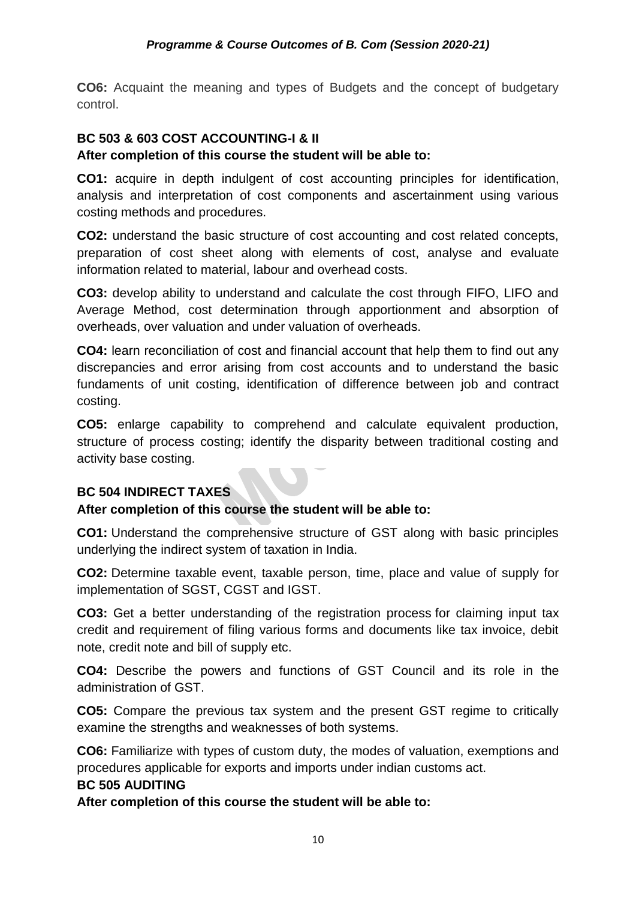**CO6:** Acquaint the meaning and types of Budgets and the concept of budgetary control.

### BC 503 & 603 COST ACCOUNTING-I & II

**After completion of this course the student will be able to:**

**CO1:** acquire in depth indulgent of cost accounting principles for identification, analysis and interpretation of cost components and ascertainment using various costing methods and procedures.

**CO2:** understand the basic structure of cost accounting and cost related concepts, preparation of cost sheet along with elements of cost, analyse and evaluate information related to material, labour and overhead costs.

**CO3:** develop ability to understand and calculate the cost through FIFO, LIFO and Average Method, cost determination through apportionment and absorption of overheads, over valuation and under valuation of overheads.

**CO4:** learn reconciliation of cost and financial account that help them to find out any discrepancies and error arising from cost accounts and to understand the basic fundaments of unit costing, identification of difference between job and contract costing.

**CO5:** enlarge capability to comprehend and calculate equivalent production, structure of process costing; identify the disparity between traditional costing and activity base costing.

### BC 504 INDIRECT TAXES

**After completion of this course the student will be able to:**

**CO1:** Understand the comprehensive structure of GST along with basic principles underlying the indirect system of taxation in India.

**CO2:** Determine taxable event, taxable person, time, place and value of supply for implementation of SGST, CGST and IGST.

**CO3:** Get a better understanding of the registration process for claiming input tax credit and requirement of filing various forms and documents like tax invoice, debit note, credit note and bill of supply etc.

**CO4:** Describe the powers and functions of GST Council and its role in the administration of GST.

**CO5:** Compare the previous tax system and the present GST regime to critically examine the strengths and weaknesses of both systems.

**CO6:** Familiarize with types of custom duty, the modes of valuation, exemptions and procedures applicable for exports and imports under indian customs act.

### BC 505 AUDITING

**After completion of this course the student will be able to:**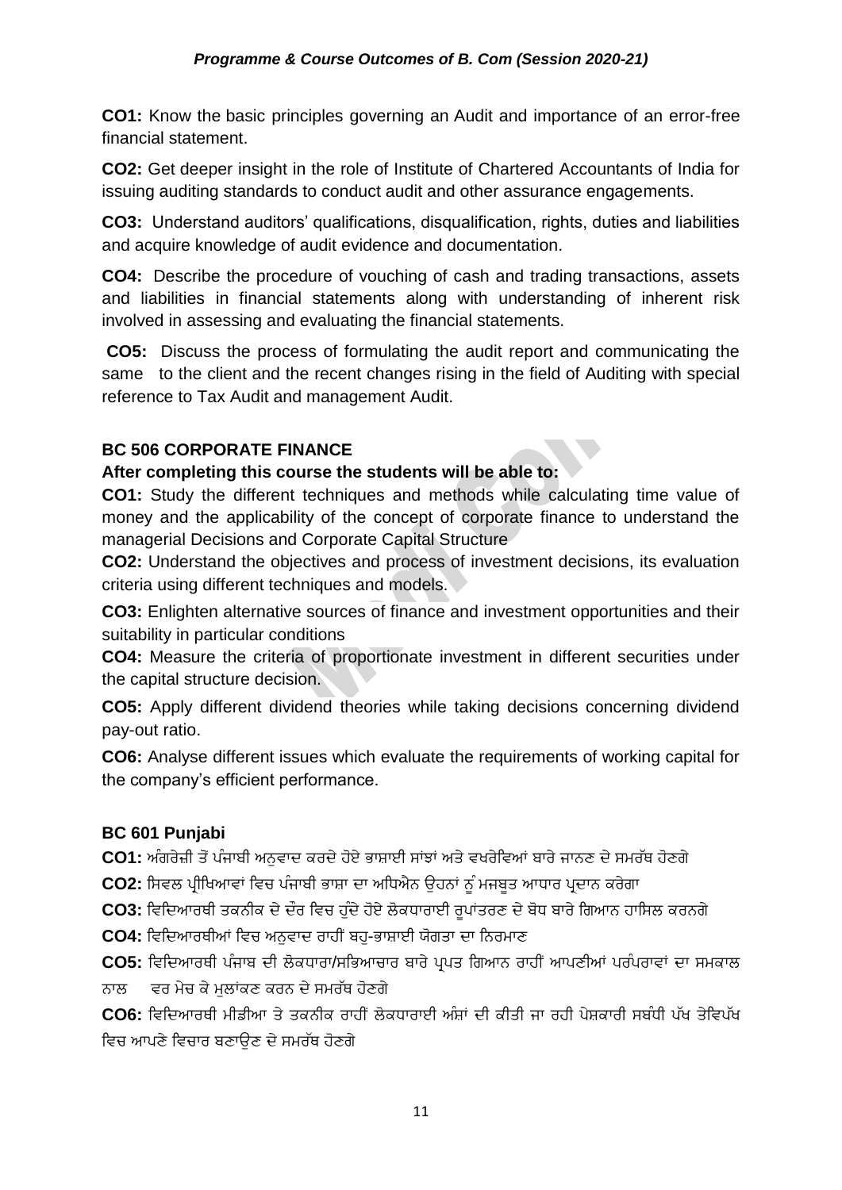**CO1:** Know the basic principles governing an Audit and importance of an error-free financial statement.

**CO2:** Get deeper insight in the role of Institute of Chartered Accountants of India for issuing auditing standards to conduct audit and other assurance engagements.

**CO3:** Understand auditors' qualifications, disqualification, rights, duties and liabilities and acquire knowledge of audit evidence and documentation.

**CO4:** Describe the procedure of vouching of cash and trading transactions, assets and liabilities in financial statements along with understanding of inherent risk involved in assessing and evaluating the financial statements.

**CO5:** Discuss the process of formulating the audit report and communicating the same to the client and the recent changes rising in the field of Auditing with special reference to Tax Audit and management Audit.

## BC 506 CORPORATE FINANCE

**After completing this course the students will be able to:**

**CO1:** Study the different techniques and methods while calculating time value of money and the applicability of the concept of corporate finance to understand the managerial Decisions and Corporate Capital Structure

**CO2:** Understand the objectives and process of investment decisions, its evaluation criteria using different techniques and models.

**CO3:** Enlighten alternative sources of finance and investment opportunities and their suitability in particular conditions

**CO4:** Measure the criteria of proportionate investment in different securities under the capital structure decision.

**CO5:** Apply different dividend theories while taking decisions concerning dividend pay-out ratio.

**CO6:** Analyse different issues which evaluate the requirements of working capital for the company's efficient performance.

## BC 601 Punjabi

**CO1:** ਅੰਗਰੇਜ਼ੀ ਤੋਂ ਪੰਜਾਬੀ ਅਨੁਵਾਦ ਕਰਦੇ ਹੋਏ ਭਾਸ਼ਾਈ ਸਾਂਝਾਂ ਅਤੇ ਵਖਰੇਵਿਆਂ ਬਾਰੇ ਜਾਨਣ ਦੇ ਸਮਰੱਥ ਹੋਣਗੇ

**CO2:** ਸਿਵਲ ਪ੍ਰੀਖਿਆਵਾਂ ਵਿਚ ਪੰਜਾਬੀ ਭਾਸ਼ਾ ਦਾ ਅਧਿਐਨ ਉਹਨਾਂ ਨੂੰ ਮਜਬੂਤ ਆਧਾਰ ਪ੍ਰਦਾਨ ਕਰੇਗਾ

**CO3:** ਵਿਦਿਆਰਥੀ ਤਕਨੀਕ ਦੇ ਦੌਰ ਵਿਚ ਹੁੰਦੇ ਹੋਏ ਲੋਕਧਾਰਾਈ ਰੂਪਾਂਤਰਣ ਦੇ ਬੋਧ ਬਾਰੇ ਗਿਆਨ ਹਾਸਿਲ ਕਰਨਗੇ

**CO4:** ਵਿਦਿਆਰਥੀਆਂ ਵਿਚ ਅਨੁਵਾਦ ਰਾਹੀਂ ਬਹੁ-ਭਾਸ਼ਾਈ ਯੋਗਤਾ ਦਾ ਨਿਰਮਾਣ

**CO5:** ਵਿਦਿਆਰਥੀ ਪੰਜਾਬ ਦੀ ਲੋਕਧਾਰਾ/ਸਭਿਆਚਾਰ ਬਾਰੇ ਪ੍ਰਪਤ ਗਿਆਨ ਰਾਹੀਂ ਆਪਣੀਆਂ ਪਰੰਪਰਾਵਾਂ ਦਾ ਸਮਕਾਲ ਨਾਲ ਵਰ ਮੇਚ ਕੇ ਮੁਲਾਂਕਣ ਕਰਨ ਦੇ ਸਮਰੱਥ ਹੋਣਗੇ

**CO6:** ਵਿਦਿਆਰਥੀ ਮੀਡੀਆ ਤੇ ਤਕਨੀਕ ਰਾਹੀਂ ਲੋਕਧਾਰਾਈ ਅੰਸ਼ਾਂ ਦੀ ਕੀਤੀ ਜਾ ਰਹੀ ਪੇਸ਼ਕਾਰੀ ਸਬੰਧੀ ਪੱਖ ਤੇਵਿਪੱਖ ਵਿਚ ਆਪਣੇ ਵਿਚਾਰ ਬਣਾਉਣ ਦੇ ਸਮਰੱਥ ਹੋਣਗੇ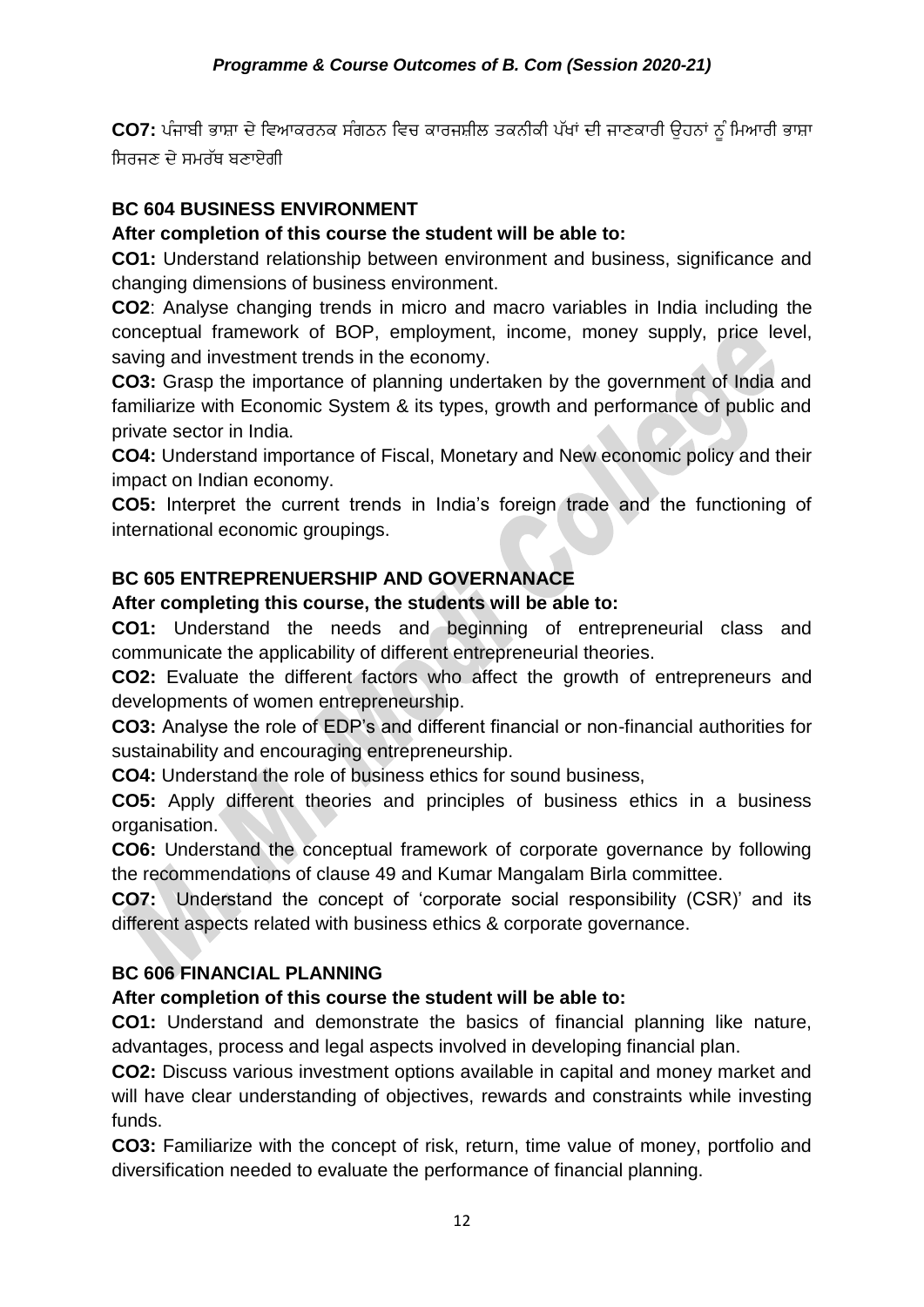**CO7:** ਪੰਜਾਬੀ ਭਾਸ਼ਾ ਦੇ ਵਿਆਕਰਨਕ ਸੰਗਠਨ ਵਿਚ ਕਾਰਜਸ਼ੀਲ ਤਕਨੀਕੀ ਪੱਖਾਂ ਦੀ ਜਾਣਕਾਰੀ ਉਹਨਾਂ ਨੂੰ ਮਿਆਰੀ ਭਾਸ਼ਾ ਸਿਰਜਣ ਦੇ ਸਮਰੱਥ ਬਣਾਏਗੀ

### BC 604 BUSINESS ENVIRONMENT

**After completion of this course the student will be able to:**

**CO1:** Understand relationship between environment and business, significance and changing dimensions of business environment.

**CO2**: Analyse changing trends in micro and macro variables in India including the conceptual framework of BOP, employment, income, money supply, price level, saving and investment trends in the economy.

**CO3:** Grasp the importance of planning undertaken by the government of India and familiarize with Economic System & its types, growth and performance of public and private sector in India.

**CO4:** Understand importance of Fiscal, Monetary and New economic policy and their impact on Indian economy.

**CO5:** Interpret the current trends in India's foreign trade and the functioning of international economic groupings.

### BC 605 ENTREPRENUERSHIP AND GOVERNANACE

**After completing this course, the students will be able to:**

**CO1:** Understand the needs and beginning of entrepreneurial class and communicate the applicability of different entrepreneurial theories.

**CO2:** Evaluate the different factors who affect the growth of entrepreneurs and developments of women entrepreneurship.

**CO3:** Analyse the role of EDP's and different financial or non-financial authorities for sustainability and encouraging entrepreneurship.

**CO4:** Understand the role of business ethics for sound business,

**CO5:** Apply different theories and principles of business ethics in a business organisation.

**CO6:** Understand the conceptual framework of corporate governance by following the recommendations of clause 49 and Kumar Mangalam Birla committee.

**CO7:** Understand the concept of 'corporate social responsibility (CSR)' and its different aspects related with business ethics & corporate governance.

### BC 606 FINANCIAL PLANNING

**After completion of this course the student will be able to:**

**CO1:** Understand and demonstrate the basics of financial planning like nature, advantages, process and legal aspects involved in developing financial plan.

**CO2:** Discuss various investment options available in capital and money market and will have clear understanding of objectives, rewards and constraints while investing funds.

**CO3:** Familiarize with the concept of risk, return, time value of money, portfolio and diversification needed to evaluate the performance of financial planning.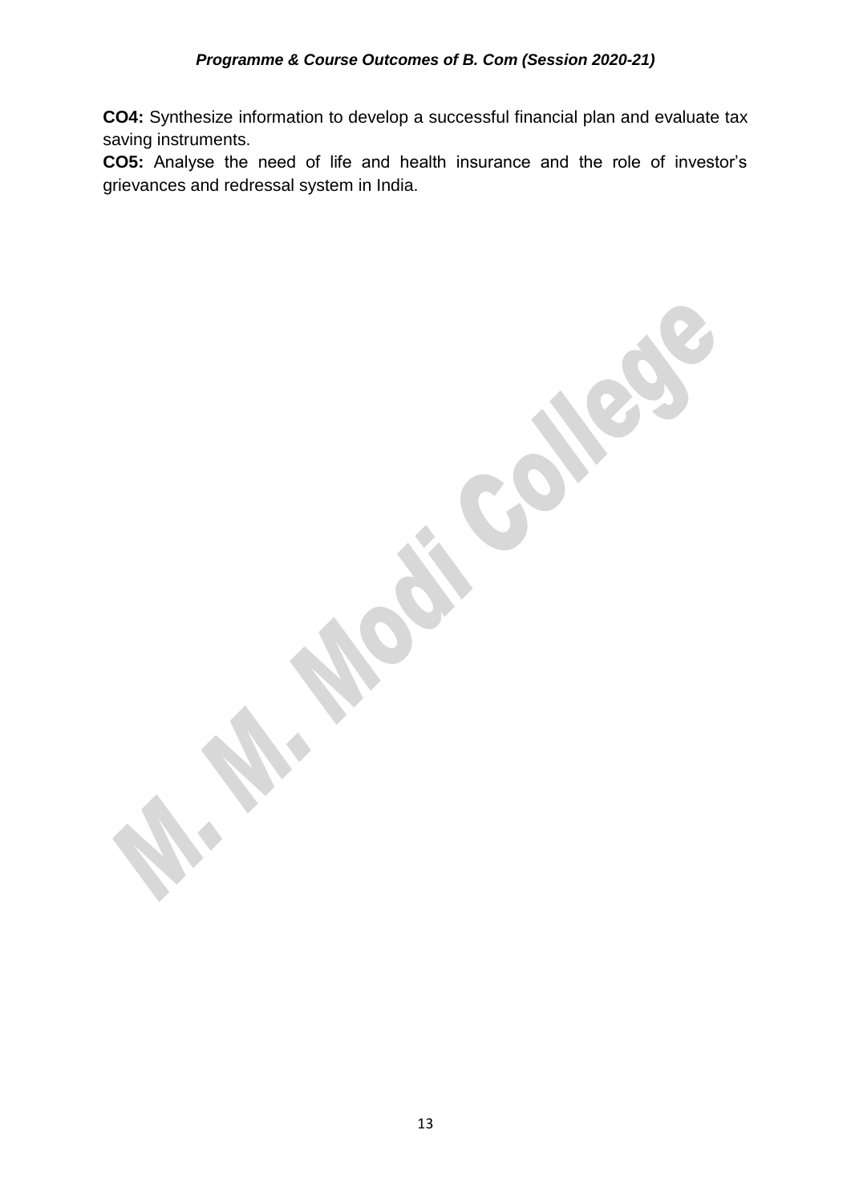**CO4:** Synthesize information to develop a successful financial plan and evaluate tax saving instruments.

**CO5:** Analyse the need of life and health insurance and the role of investor's grievances and redressal system in India.